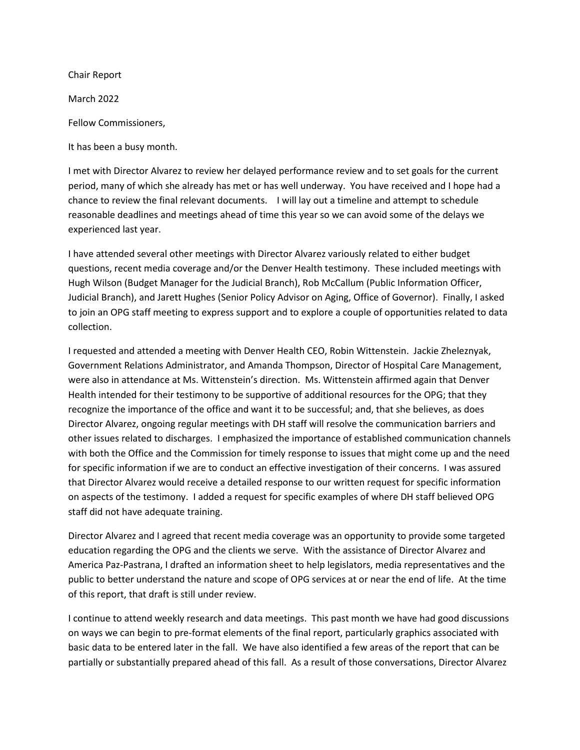Chair Report

March 2022

Fellow Commissioners,

It has been a busy month.

I met with Director Alvarez to review her delayed performance review and to set goals for the current period, many of which she already has met or has well underway. You have received and I hope had a chance to review the final relevant documents. I will lay out a timeline and attempt to schedule reasonable deadlines and meetings ahead of time this year so we can avoid some of the delays we experienced last year.

I have attended several other meetings with Director Alvarez variously related to either budget questions, recent media coverage and/or the Denver Health testimony. These included meetings with Hugh Wilson (Budget Manager for the Judicial Branch), Rob McCallum (Public Information Officer, Judicial Branch), and Jarett Hughes (Senior Policy Advisor on Aging, Office of Governor). Finally, I asked to join an OPG staff meeting to express support and to explore a couple of opportunities related to data collection.

I requested and attended a meeting with Denver Health CEO, Robin Wittenstein. Jackie Zheleznyak, Government Relations Administrator, and Amanda Thompson, Director of Hospital Care Management, were also in attendance at Ms. Wittenstein's direction. Ms. Wittenstein affirmed again that Denver Health intended for their testimony to be supportive of additional resources for the OPG; that they recognize the importance of the office and want it to be successful; and, that she believes, as does Director Alvarez, ongoing regular meetings with DH staff will resolve the communication barriers and other issues related to discharges. I emphasized the importance of established communication channels with both the Office and the Commission for timely response to issues that might come up and the need for specific information if we are to conduct an effective investigation of their concerns. I was assured that Director Alvarez would receive a detailed response to our written request for specific information on aspects of the testimony. I added a request for specific examples of where DH staff believed OPG staff did not have adequate training.

Director Alvarez and I agreed that recent media coverage was an opportunity to provide some targeted education regarding the OPG and the clients we serve. With the assistance of Director Alvarez and America Paz-Pastrana, I drafted an information sheet to help legislators, media representatives and the public to better understand the nature and scope of OPG services at or near the end of life. At the time of this report, that draft is still under review.

I continue to attend weekly research and data meetings. This past month we have had good discussions on ways we can begin to pre-format elements of the final report, particularly graphics associated with basic data to be entered later in the fall. We have also identified a few areas of the report that can be partially or substantially prepared ahead of this fall. As a result of those conversations, Director Alvarez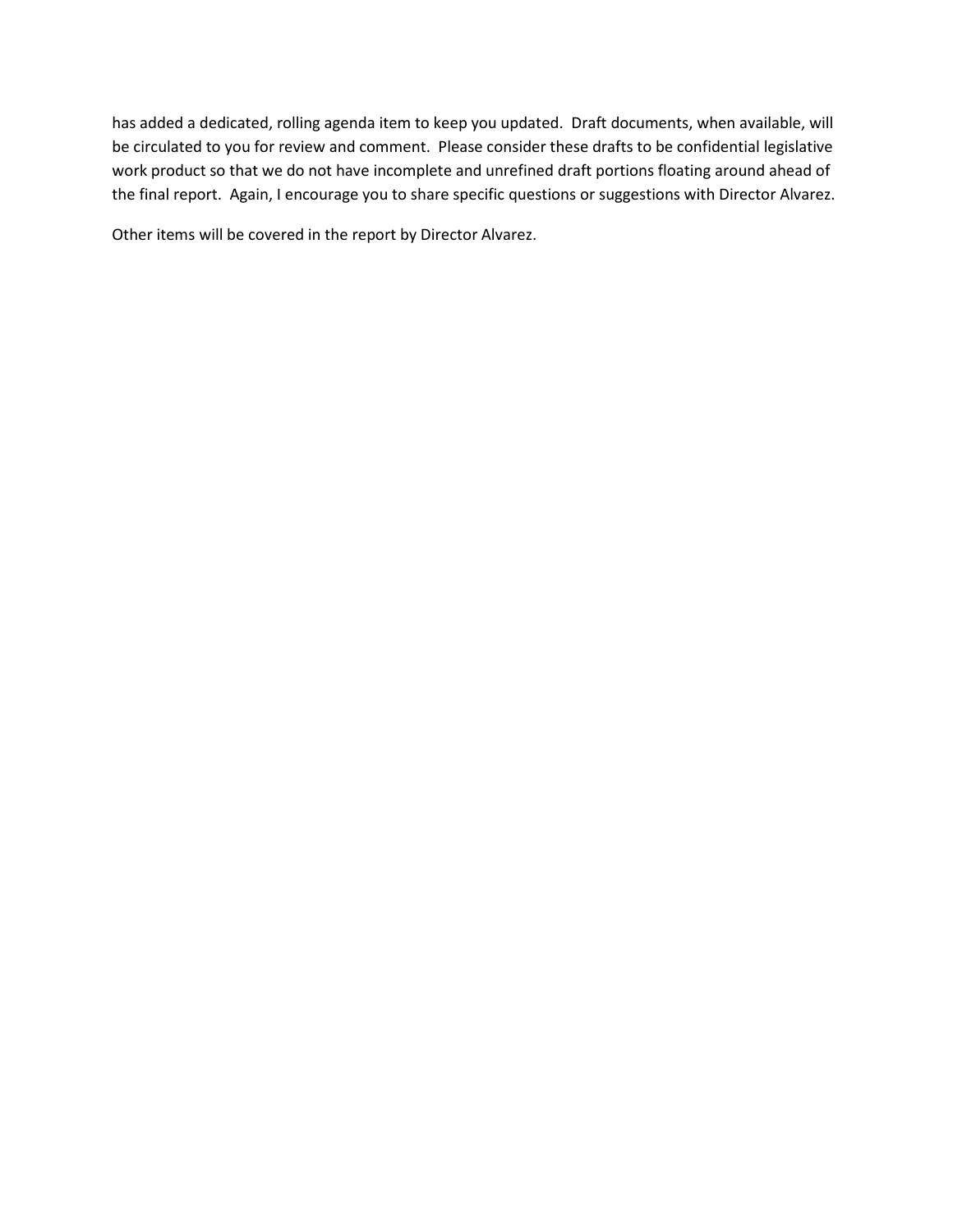has added a dedicated, rolling agenda item to keep you updated. Draft documents, when available, will be circulated to you for review and comment. Please consider these drafts to be confidential legislative work product so that we do not have incomplete and unrefined draft portions floating around ahead of the final report. Again, I encourage you to share specific questions or suggestions with Director Alvarez.

Other items will be covered in the report by Director Alvarez.